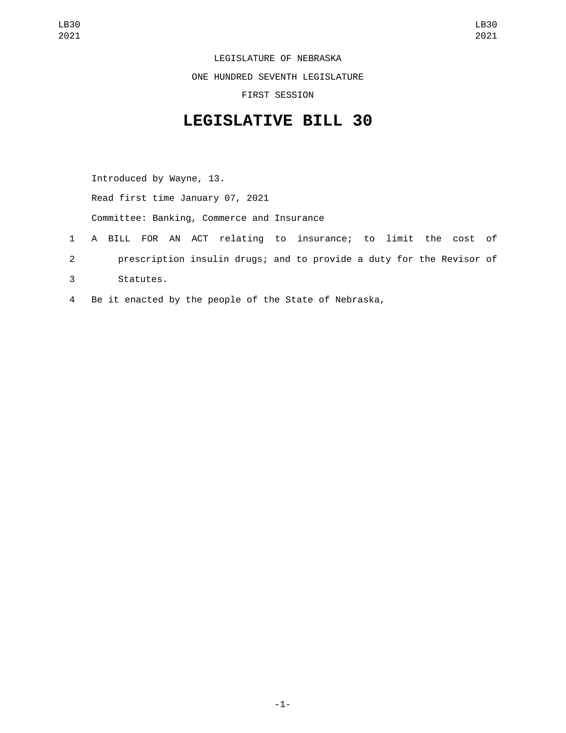LEGISLATURE OF NEBRASKA

ONE HUNDRED SEVENTH LEGISLATURE

FIRST SESSION

# LEGISLATIVE BILL 30

Introduced by Wayne, 13.

Read first time January 07, 2021

Committee: Banking, Commerce and Insurance

A BILL FOR AN ACT relating to insurance; to limit the cost of prescription insulin drugs; and to provide a duty for the Revisor of Statutes.

Be it enacted by the people of the State of Nebraska,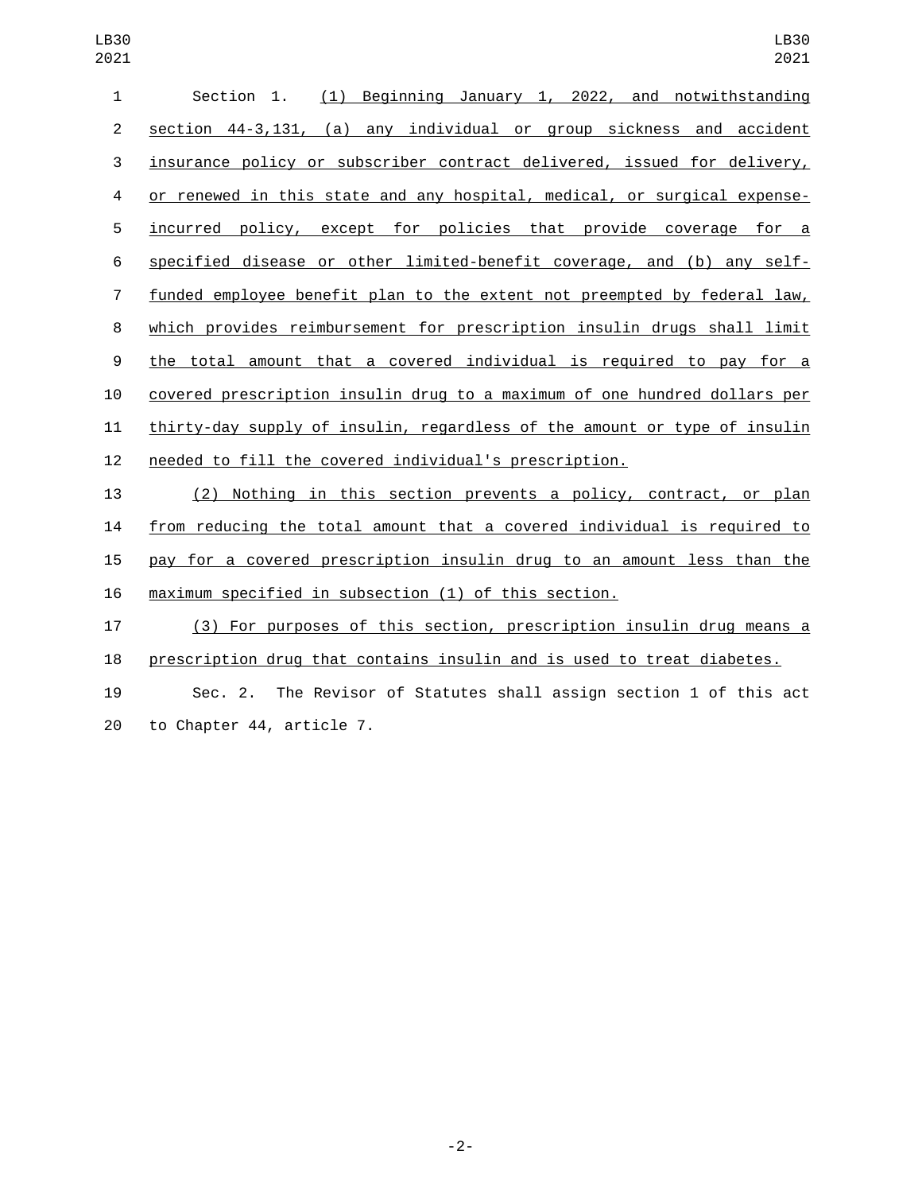Section 1. (1) Beginning January 1, 2022, and notwithstanding section 44-3,131, (a) any individual or group sickness and accident insurance policy or subscriber contract delivered, issued for delivery, or renewed in this state and any hospital, medical, or surgical expense-incurred policy, except for policies that provide coverage for a specified disease or other limited-benefit coverage, and (b) any self-funded employee benefit plan to the extent not preempted by federal law, which provides reimbursement for prescription insulin drugs shall limit the total amount that a covered individual is required to pay for a covered prescription insulin drug to a maximum of one hundred dollars per thirty-day supply of insulin, regardless of the amount or type of insulin needed to fill the covered individual's prescription.

(2) Nothing in this section prevents a policy, contract, or plan from reducing the total amount that a covered individual is required to pay for a covered prescription insulin drug to an amount less than the maximum specified in subsection (1) of this section.

(3) For purposes of this section, prescription insulin drug means a prescription drug that contains insulin and is used to treat diabetes.

Sec. 2. The Revisor of Statutes shall assign section 1 of this act to Chapter 44, article 7.